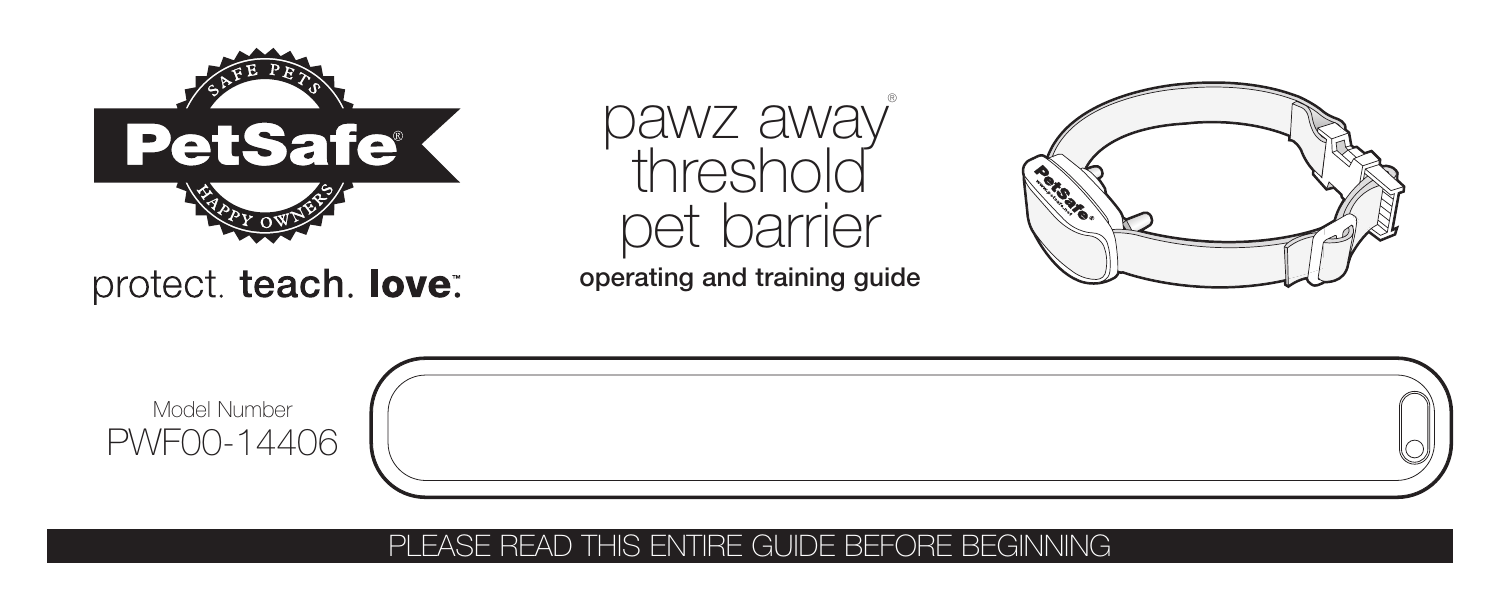PetSafe®

SAFE PETS HAPPY OWNERS

protect. **teach**. **love**.™

# pawz away® threshold pet barrier

**operating and training guide**

Model Number
PWF00-14406

PLEASE READ THIS ENTIRE GUIDE BEFORE BEGINNING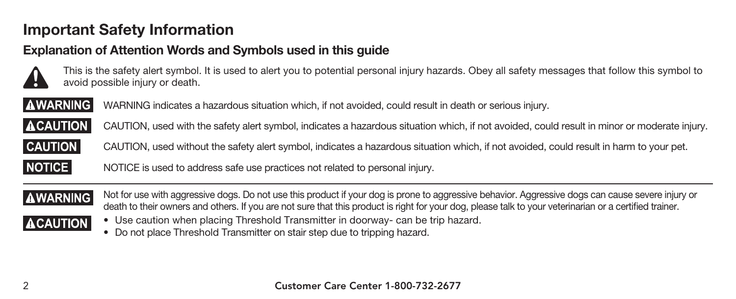# Important Safety Information

## Explanation of Attention Words and Symbols used in this guide

⚠ This is the safety alert symbol. It is used to alert you to potential personal injury hazards. Obey all safety messages that follow this symbol to avoid possible injury or death.

**⚠WARNING** WARNING indicates a hazardous situation which, if not avoided, could result in death or serious injury.

**⚠CAUTION** CAUTION, used with the safety alert symbol, indicates a hazardous situation which, if not avoided, could result in minor or moderate injury.

**CAUTION** CAUTION, used without the safety alert symbol, indicates a hazardous situation which, if not avoided, could result in harm to your pet.

**NOTICE** NOTICE is used to address safe use practices not related to personal injury.

---

**⚠WARNING** Not for use with aggressive dogs. Do not use this product if your dog is prone to aggressive behavior. Aggressive dogs can cause severe injury or death to their owners and others. If you are not sure that this product is right for your dog, please talk to your veterinarian or a certified trainer.

**⚠CAUTION**

- Use caution when placing Threshold Transmitter in doorway- can be trip hazard.
- Do not place Threshold Transmitter on stair step due to tripping hazard.

Customer Care Center 1-800-732-2677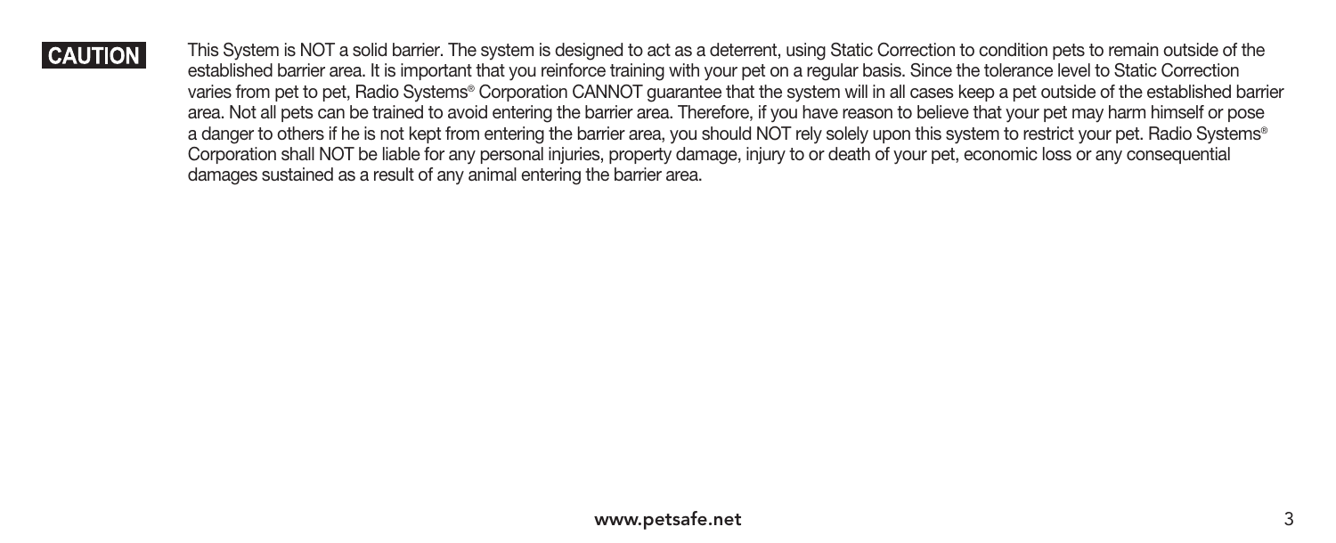**CAUTION** This System is NOT a solid barrier. The system is designed to act as a deterrent, using Static Correction to condition pets to remain outside of the established barrier area. It is important that you reinforce training with your pet on a regular basis. Since the tolerance level to Static Correction varies from pet to pet, Radio Systems® Corporation CANNOT guarantee that the system will in all cases keep a pet outside of the established barrier area. Not all pets can be trained to avoid entering the barrier area. Therefore, if you have reason to believe that your pet may harm himself or pose a danger to others if he is not kept from entering the barrier area, you should NOT rely solely upon this system to restrict your pet. Radio Systems® Corporation shall NOT be liable for any personal injuries, property damage, injury to or death of your pet, economic loss or any consequential damages sustained as a result of any animal entering the barrier area.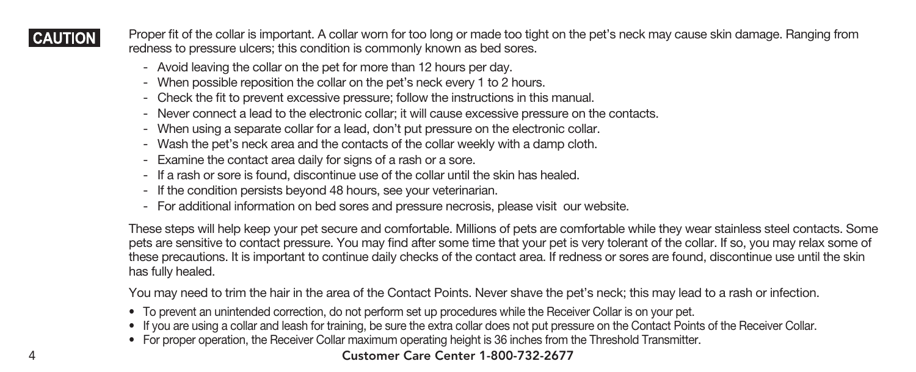**CAUTION**

Proper fit of the collar is important. A collar worn for too long or made too tight on the pet's neck may cause skin damage. Ranging from redness to pressure ulcers; this condition is commonly known as bed sores.

- Avoid leaving the collar on the pet for more than 12 hours per day.
- When possible reposition the collar on the pet's neck every 1 to 2 hours.
- Check the fit to prevent excessive pressure; follow the instructions in this manual.
- Never connect a lead to the electronic collar; it will cause excessive pressure on the contacts.
- When using a separate collar for a lead, don't put pressure on the electronic collar.
- Wash the pet's neck area and the contacts of the collar weekly with a damp cloth.
- Examine the contact area daily for signs of a rash or a sore.
- If a rash or sore is found, discontinue use of the collar until the skin has healed.
- If the condition persists beyond 48 hours, see your veterinarian.
- For additional information on bed sores and pressure necrosis, please visit our website.

These steps will help keep your pet secure and comfortable. Millions of pets are comfortable while they wear stainless steel contacts. Some pets are sensitive to contact pressure. You may find after some time that your pet is very tolerant of the collar. If so, you may relax some of these precautions. It is important to continue daily checks of the contact area. If redness or sores are found, discontinue use until the skin has fully healed.

You may need to trim the hair in the area of the Contact Points. Never shave the pet's neck; this may lead to a rash or infection.

- To prevent an unintended correction, do not perform set up procedures while the Receiver Collar is on your pet.
- If you are using a collar and leash for training, be sure the extra collar does not put pressure on the Contact Points of the Receiver Collar.
- For proper operation, the Receiver Collar maximum operating height is 36 inches from the Threshold Transmitter.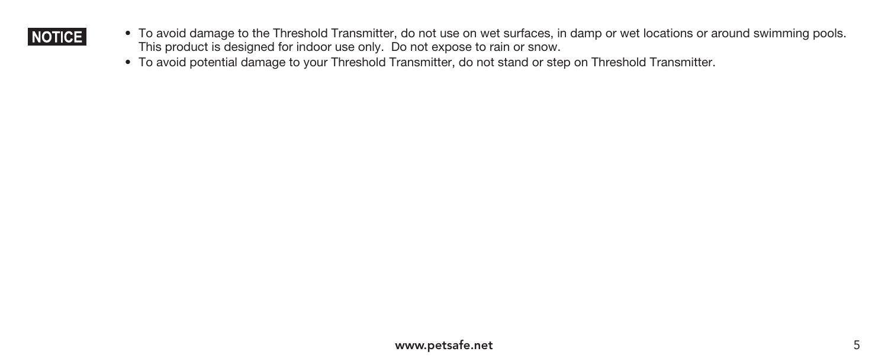**NOTICE**

- To avoid damage to the Threshold Transmitter, do not use on wet surfaces, in damp or wet locations or around swimming pools. This product is designed for indoor use only. Do not expose to rain or snow.
- To avoid potential damage to your Threshold Transmitter, do not stand or step on Threshold Transmitter.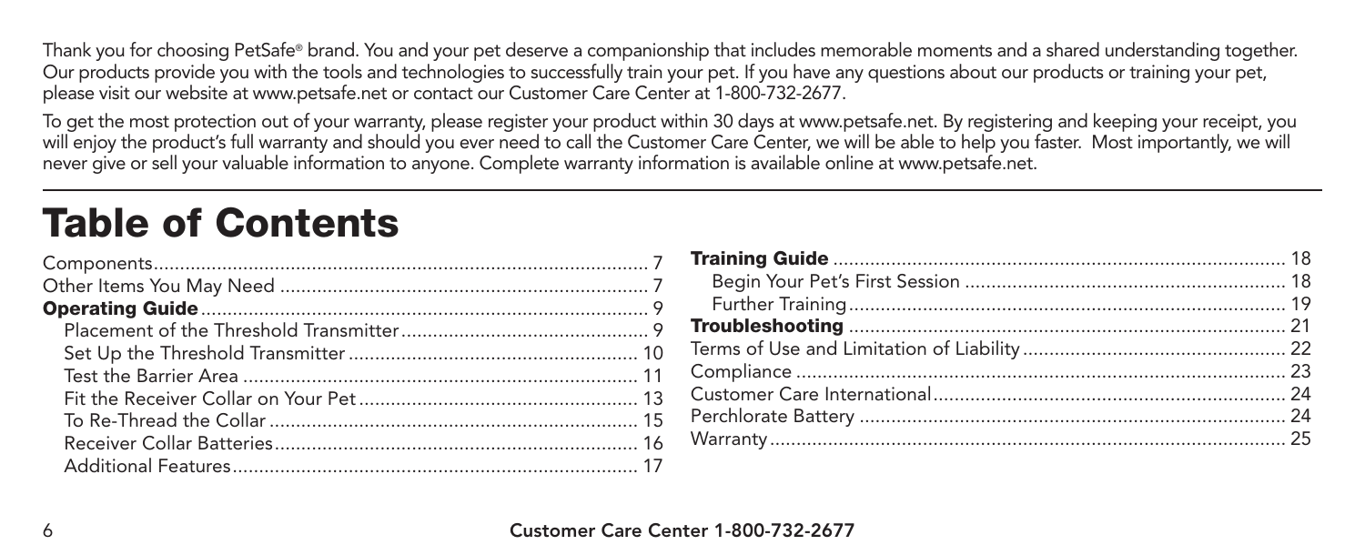Thank you for choosing PetSafe® brand. You and your pet deserve a companionship that includes memorable moments and a shared understanding together. Our products provide you with the tools and technologies to successfully train your pet. If you have any questions about our products or training your pet, please visit our website at www.petsafe.net or contact our Customer Care Center at 1-800-732-2677.

To get the most protection out of your warranty, please register your product within 30 days at www.petsafe.net. By registering and keeping your receipt, you will enjoy the product's full warranty and should you ever need to call the Customer Care Center, we will be able to help you faster. Most importantly, we will never give or sell your valuable information to anyone. Complete warranty information is available online at www.petsafe.net.

# Table of Contents

Components ........ 7
Other Items You May Need ........ 7
**Operating Guide** ........ 9
- Placement of the Threshold Transmitter ........ 9
- Set Up the Threshold Transmitter ........ 10
- Test the Barrier Area ........ 11
- Fit the Receiver Collar on Your Pet ........ 13
- To Re-Thread the Collar ........ 15
- Receiver Collar Batteries ........ 16
- Additional Features ........ 17

**Training Guide** ........ 18
- Begin Your Pet's First Session ........ 18
- Further Training ........ 19

**Troubleshooting** ........ 21
Terms of Use and Limitation of Liability ........ 22
Compliance ........ 23
Customer Care International ........ 24
Perchlorate Battery ........ 24
Warranty ........ 25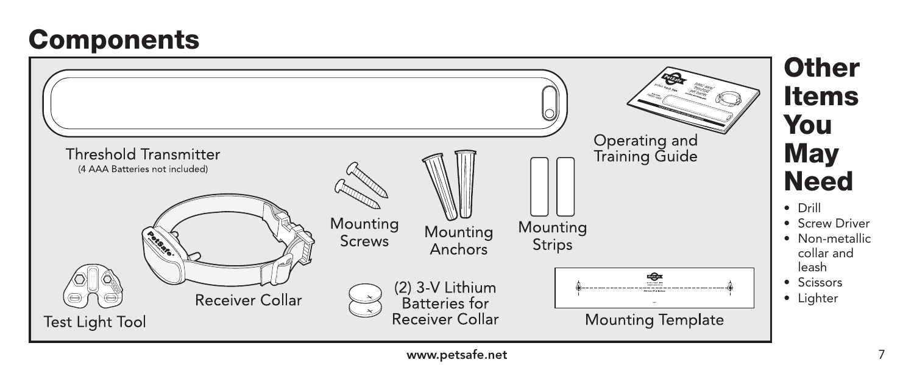# Components

Threshold Transmitter
(4 AAA Batteries not included)

Operating and Training Guide

Mounting Screws

Mounting Anchors

Mounting Strips

Receiver Collar

Test Light Tool

(2) 3-V Lithium Batteries for Receiver Collar

Mounting Template

# Other Items You May Need

- Drill
- Screw Driver
- Non-metallic collar and leash
- Scissors
- Lighter

www.petsafe.net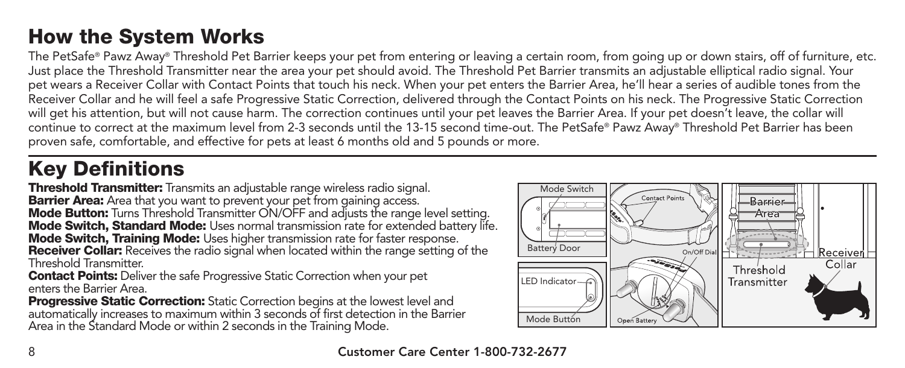# How the System Works

The PetSafe® Pawz Away® Threshold Pet Barrier keeps your pet from entering or leaving a certain room, from going up or down stairs, off of furniture, etc. Just place the Threshold Transmitter near the area your pet should avoid. The Threshold Pet Barrier transmits an adjustable elliptical radio signal. Your pet wears a Receiver Collar with Contact Points that touch his neck. When your pet enters the Barrier Area, he'll hear a series of audible tones from the Receiver Collar and he will feel a safe Progressive Static Correction, delivered through the Contact Points on his neck. The Progressive Static Correction will get his attention, but will not cause harm. The correction continues until your pet leaves the Barrier Area. If your pet doesn't leave, the collar will continue to correct at the maximum level from 2-3 seconds until the 13-15 second time-out. The PetSafe® Pawz Away® Threshold Pet Barrier has been proven safe, comfortable, and effective for pets at least 6 months old and 5 pounds or more.

# Key Definitions

**Threshold Transmitter:** Transmits an adjustable range wireless radio signal.
**Barrier Area:** Area that you want to prevent your pet from gaining access.
**Mode Button:** Turns Threshold Transmitter ON/OFF and adjusts the range level setting.
**Mode Switch, Standard Mode:** Uses normal transmission rate for extended battery life.
**Mode Switch, Training Mode:** Uses higher transmission rate for faster response.
**Receiver Collar:** Receives the radio signal when located within the range setting of the Threshold Transmitter.
**Contact Points:** Deliver the safe Progressive Static Correction when your pet enters the Barrier Area.
**Progressive Static Correction:** Static Correction begins at the lowest level and automatically increases to maximum within 3 seconds of first detection in the Barrier Area in the Standard Mode or within 2 seconds in the Training Mode.

Mode Switch
Battery Door
LED Indicator
Mode Button
Contact Points
On/Off Dial
Open Battery
Barrier Area
Receiver Collar
Threshold Transmitter

Customer Care Center 1-800-732-2677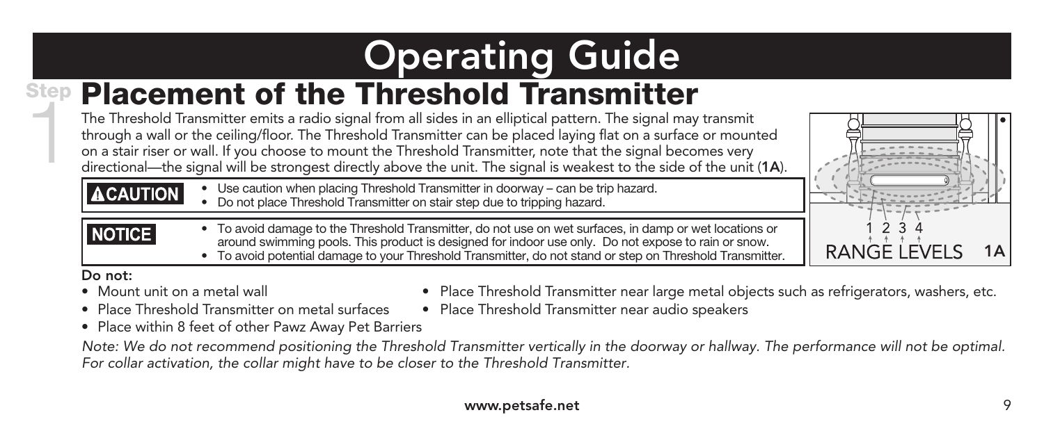# Operating Guide

## Step 1 Placement of the Threshold Transmitter

The Threshold Transmitter emits a radio signal from all sides in an elliptical pattern. The signal may transmit through a wall or the ceiling/floor. The Threshold Transmitter can be placed laying flat on a surface or mounted on a stair riser or wall. If you choose to mount the Threshold Transmitter, note that the signal becomes very directional—the signal will be strongest directly above the unit. The signal is weakest to the side of the unit (**1A**).

**⚠CAUTION**

- Use caution when placing Threshold Transmitter in doorway – can be trip hazard.
- Do not place Threshold Transmitter on stair step due to tripping hazard.

**NOTICE**

- To avoid damage to the Threshold Transmitter, do not use on wet surfaces, in damp or wet locations or around swimming pools. This product is designed for indoor use only. Do not expose to rain or snow.
- To avoid potential damage to your Threshold Transmitter, do not stand or step on Threshold Transmitter.

1 2 3 4

RANGE LEVELS 1A

**Do not:**

- Mount unit on a metal wall
- Place Threshold Transmitter on metal surfaces
- Place within 8 feet of other Pawz Away Pet Barriers
- Place Threshold Transmitter near large metal objects such as refrigerators, washers, etc.
- Place Threshold Transmitter near audio speakers

*Note: We do not recommend positioning the Threshold Transmitter vertically in the doorway or hallway. The performance will not be optimal. For collar activation, the collar might have to be closer to the Threshold Transmitter.*

www.petsafe.net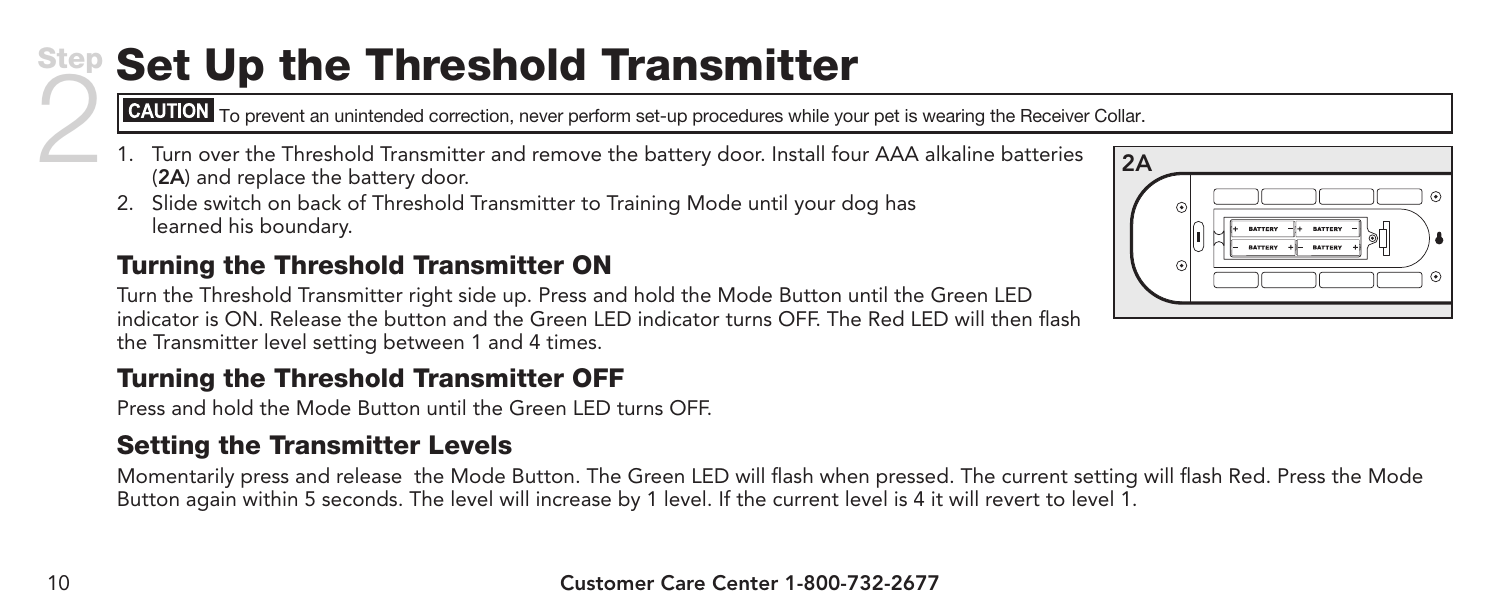# Step 2 Set Up the Threshold Transmitter

**CAUTION** To prevent an unintended correction, never perform set-up procedures while your pet is wearing the Receiver Collar.

1. Turn over the Threshold Transmitter and remove the battery door. Install four AAA alkaline batteries (**2A**) and replace the battery door.
2. Slide switch on back of Threshold Transmitter to Training Mode until your dog has learned his boundary.

2A

BATTERY BATTERY BATTERY BATTERY

## Turning the Threshold Transmitter ON

Turn the Threshold Transmitter right side up. Press and hold the Mode Button until the Green LED indicator is ON. Release the button and the Green LED indicator turns OFF. The Red LED will then flash the Transmitter level setting between 1 and 4 times.

## Turning the Threshold Transmitter OFF

Press and hold the Mode Button until the Green LED turns OFF.

## Setting the Transmitter Levels

Momentarily press and release the Mode Button. The Green LED will flash when pressed. The current setting will flash Red. Press the Mode Button again within 5 seconds. The level will increase by 1 level. If the current level is 4 it will revert to level 1.

Customer Care Center 1-800-732-2677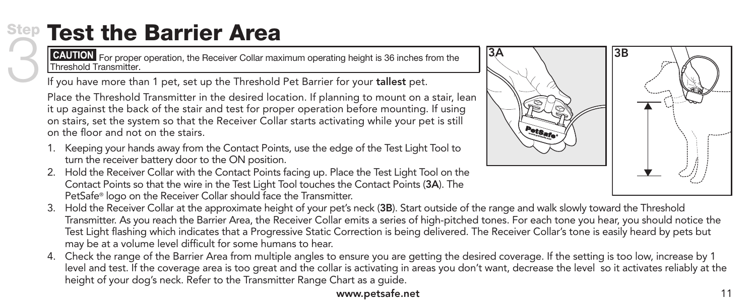# Step 3 Test the Barrier Area

**CAUTION** For proper operation, the Receiver Collar maximum operating height is 36 inches from the Threshold Transmitter.

If you have more than 1 pet, set up the Threshold Pet Barrier for your **tallest** pet.

Place the Threshold Transmitter in the desired location. If planning to mount on a stair, lean it up against the back of the stair and test for proper operation before mounting. If using on stairs, set the system so that the Receiver Collar starts activating while your pet is still on the floor and not on the stairs.

1. Keeping your hands away from the Contact Points, use the edge of the Test Light Tool to turn the receiver battery door to the ON position.
2. Hold the Receiver Collar with the Contact Points facing up. Place the Test Light Tool on the Contact Points so that the wire in the Test Light Tool touches the Contact Points (**3A**). The PetSafe® logo on the Receiver Collar should face the Transmitter.
3. Hold the Receiver Collar at the approximate height of your pet's neck (**3B**). Start outside of the range and walk slowly toward the Threshold Transmitter. As you reach the Barrier Area, the Receiver Collar emits a series of high-pitched tones. For each tone you hear, you should notice the Test Light flashing which indicates that a Progressive Static Correction is being delivered. The Receiver Collar's tone is easily heard by pets but may be at a volume level difficult for some humans to hear.
4. Check the range of the Barrier Area from multiple angles to ensure you are getting the desired coverage. If the setting is too low, increase by 1 level and test. If the coverage area is too great and the collar is activating in areas you don't want, decrease the level so it activates reliably at the height of your dog's neck. Refer to the Transmitter Range Chart as a guide.

3A

3B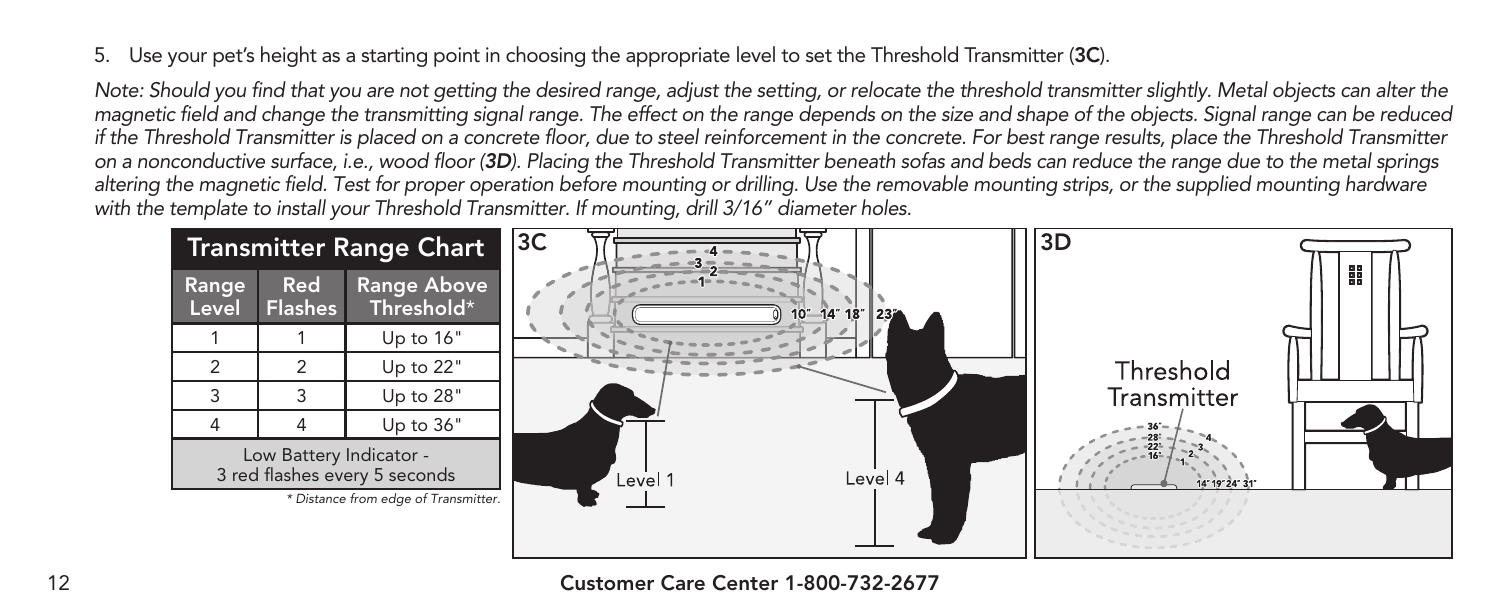5. Use your pet's height as a starting point in choosing the appropriate level to set the Threshold Transmitter (**3C**).

*Note: Should you find that you are not getting the desired range, adjust the setting, or relocate the threshold transmitter slightly. Metal objects can alter the magnetic field and change the transmitting signal range. The effect on the range depends on the size and shape of the objects. Signal range can be reduced if the Threshold Transmitter is placed on a concrete floor, due to steel reinforcement in the concrete. For best range results, place the Threshold Transmitter on a nonconductive surface, i.e., wood floor (**3D**). Placing the Threshold Transmitter beneath sofas and beds can reduce the range due to the metal springs altering the magnetic field. Test for proper operation before mounting or drilling. Use the removable mounting strips, or the supplied mounting hardware with the template to install your Threshold Transmitter. If mounting, drill 3/16" diameter holes.*

**Transmitter Range Chart**

| Range Level | Red Flashes | Range Above Threshold* |
|---|---|---|
| 1 | 1 | Up to 16" |
| 2 | 2 | Up to 22" |
| 3 | 3 | Up to 28" |
| 4 | 4 | Up to 36" |
| Low Battery Indicator - 3 red flashes every 5 seconds | | |

\* Distance from edge of Transmitter.

3C

4
3
2
1
10" 14" 18" 23"
Level 1
Level 4

3D

Threshold Transmitter
36"
28"
22"
16"
4
3
2
1
14" 19" 24" 31"

**Customer Care Center 1-800-732-2677**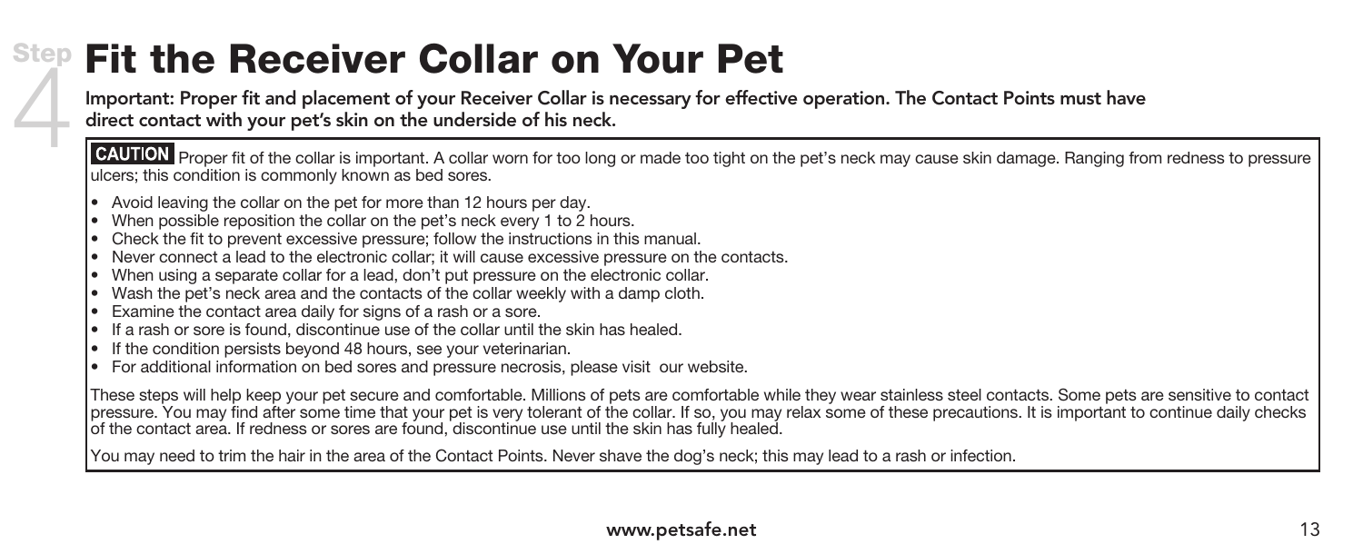# Step 4 Fit the Receiver Collar on Your Pet

**Important: Proper fit and placement of your Receiver Collar is necessary for effective operation. The Contact Points must have direct contact with your pet's skin on the underside of his neck.**

**CAUTION** Proper fit of the collar is important. A collar worn for too long or made too tight on the pet's neck may cause skin damage. Ranging from redness to pressure ulcers; this condition is commonly known as bed sores.

- Avoid leaving the collar on the pet for more than 12 hours per day.
- When possible reposition the collar on the pet's neck every 1 to 2 hours.
- Check the fit to prevent excessive pressure; follow the instructions in this manual.
- Never connect a lead to the electronic collar; it will cause excessive pressure on the contacts.
- When using a separate collar for a lead, don't put pressure on the electronic collar.
- Wash the pet's neck area and the contacts of the collar weekly with a damp cloth.
- Examine the contact area daily for signs of a rash or a sore.
- If a rash or sore is found, discontinue use of the collar until the skin has healed.
- If the condition persists beyond 48 hours, see your veterinarian.
- For additional information on bed sores and pressure necrosis, please visit our website.

These steps will help keep your pet secure and comfortable. Millions of pets are comfortable while they wear stainless steel contacts. Some pets are sensitive to contact pressure. You may find after some time that your pet is very tolerant of the collar. If so, you may relax some of these precautions. It is important to continue daily checks of the contact area. If redness or sores are found, discontinue use until the skin has fully healed.

You may need to trim the hair in the area of the Contact Points. Never shave the dog's neck; this may lead to a rash or infection.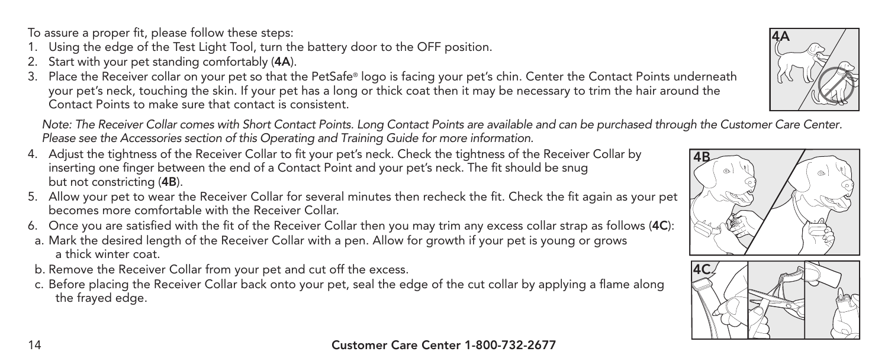To assure a proper fit, please follow these steps:

1. Using the edge of the Test Light Tool, turn the battery door to the OFF position.
2. Start with your pet standing comfortably (**4A**).
3. Place the Receiver collar on your pet so that the PetSafe® logo is facing your pet's chin. Center the Contact Points underneath your pet's neck, touching the skin. If your pet has a long or thick coat then it may be necessary to trim the hair around the Contact Points to make sure that contact is consistent.

   *Note: The Receiver Collar comes with Short Contact Points. Long Contact Points are available and can be purchased through the Customer Care Center. Please see the Accessories section of this Operating and Training Guide for more information.*

4. Adjust the tightness of the Receiver Collar to fit your pet's neck. Check the tightness of the Receiver Collar by inserting one finger between the end of a Contact Point and your pet's neck. The fit should be snug but not constricting (**4B**).
5. Allow your pet to wear the Receiver Collar for several minutes then recheck the fit. Check the fit again as your pet becomes more comfortable with the Receiver Collar.
6. Once you are satisfied with the fit of the Receiver Collar then you may trim any excess collar strap as follows (**4C**):
   a. Mark the desired length of the Receiver Collar with a pen. Allow for growth if your pet is young or grows a thick winter coat.
   b. Remove the Receiver Collar from your pet and cut off the excess.
   c. Before placing the Receiver Collar back onto your pet, seal the edge of the cut collar by applying a flame along the frayed edge.

4A

4B

4C

**Customer Care Center 1-800-732-2677**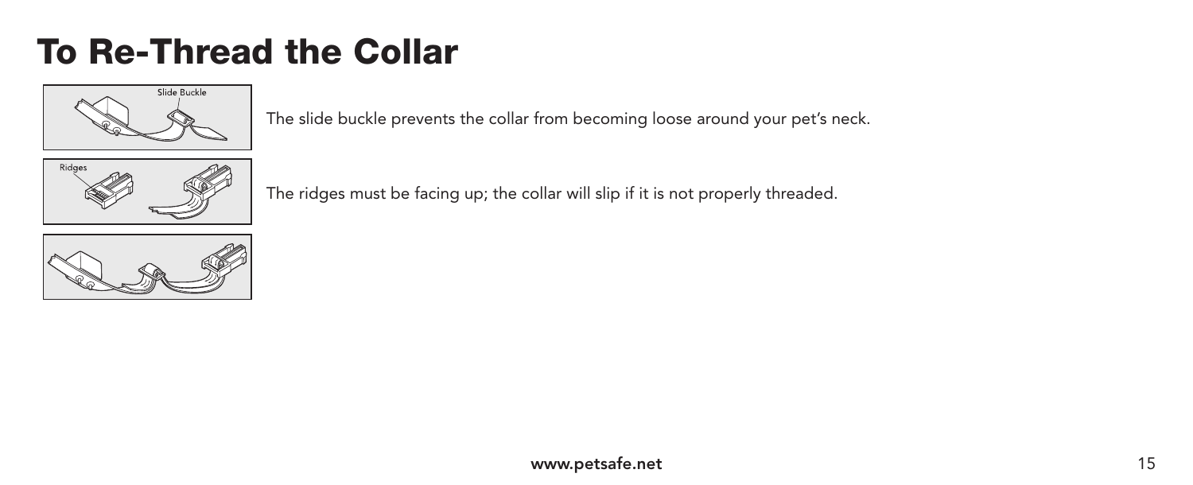# To Re-Thread the Collar

The slide buckle prevents the collar from becoming loose around your pet's neck.

The ridges must be facing up; the collar will slip if it is not properly threaded.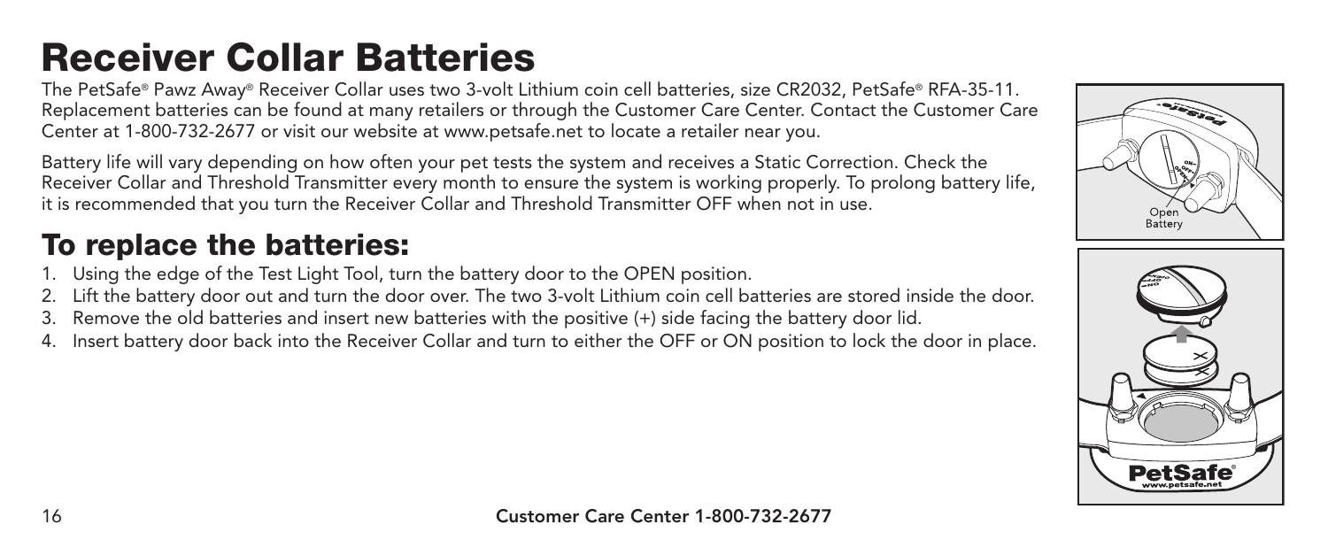# Receiver Collar Batteries

The PetSafe® Pawz Away® Receiver Collar uses two 3-volt Lithium coin cell batteries, size CR2032, PetSafe® RFA-35-11. Replacement batteries can be found at many retailers or through the Customer Care Center. Contact the Customer Care Center at 1-800-732-2677 or visit our website at www.petsafe.net to locate a retailer near you.

Battery life will vary depending on how often your pet tests the system and receives a Static Correction. Check the Receiver Collar and Threshold Transmitter every month to ensure the system is working properly. To prolong battery life, it is recommended that you turn the Receiver Collar and Threshold Transmitter OFF when not in use.

## To replace the batteries:

1. Using the edge of the Test Light Tool, turn the battery door to the OPEN position.
2. Lift the battery door out and turn the door over. The two 3-volt Lithium coin cell batteries are stored inside the door.
3. Remove the old batteries and insert new batteries with the positive (+) side facing the battery door lid.
4. Insert battery door back into the Receiver Collar and turn to either the OFF or ON position to lock the door in place.

Open Battery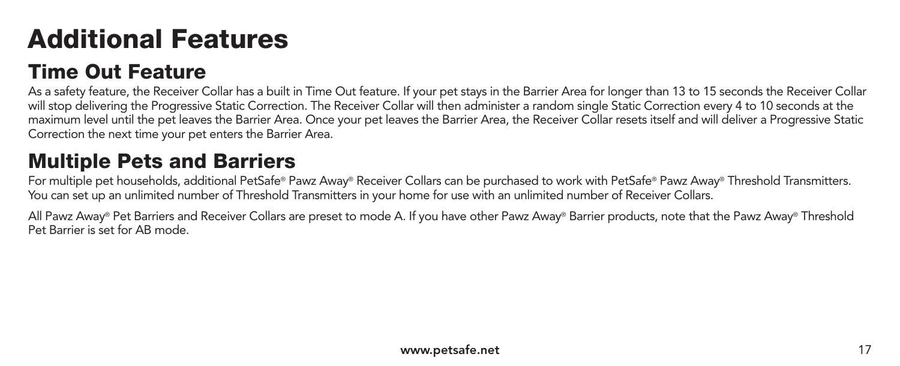# Additional Features

## Time Out Feature

As a safety feature, the Receiver Collar has a built in Time Out feature. If your pet stays in the Barrier Area for longer than 13 to 15 seconds the Receiver Collar will stop delivering the Progressive Static Correction. The Receiver Collar will then administer a random single Static Correction every 4 to 10 seconds at the maximum level until the pet leaves the Barrier Area. Once your pet leaves the Barrier Area, the Receiver Collar resets itself and will deliver a Progressive Static Correction the next time your pet enters the Barrier Area.

## Multiple Pets and Barriers

For multiple pet households, additional PetSafe® Pawz Away® Receiver Collars can be purchased to work with PetSafe® Pawz Away® Threshold Transmitters. You can set up an unlimited number of Threshold Transmitters in your home for use with an unlimited number of Receiver Collars.

All Pawz Away® Pet Barriers and Receiver Collars are preset to mode A. If you have other Pawz Away® Barrier products, note that the Pawz Away® Threshold Pet Barrier is set for AB mode.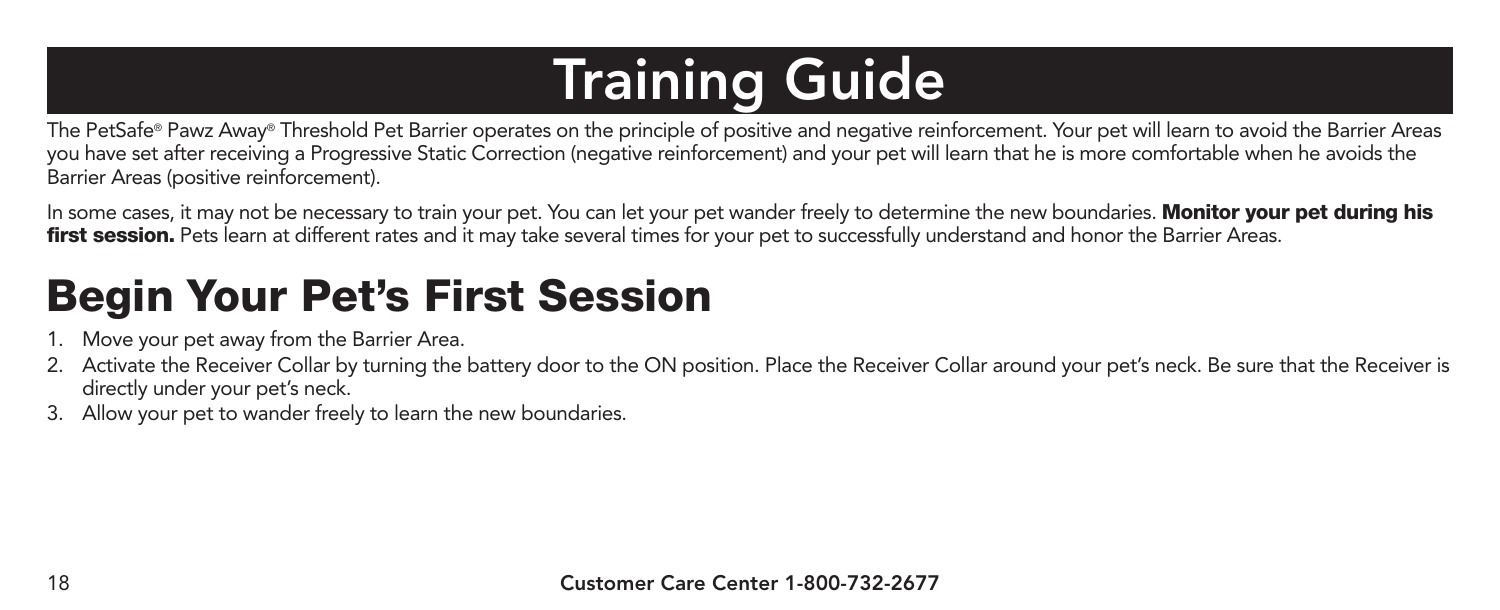# Training Guide

The PetSafe® Pawz Away® Threshold Pet Barrier operates on the principle of positive and negative reinforcement. Your pet will learn to avoid the Barrier Areas you have set after receiving a Progressive Static Correction (negative reinforcement) and your pet will learn that he is more comfortable when he avoids the Barrier Areas (positive reinforcement).

In some cases, it may not be necessary to train your pet. You can let your pet wander freely to determine the new boundaries. **Monitor your pet during his first session.** Pets learn at different rates and it may take several times for your pet to successfully understand and honor the Barrier Areas.

## Begin Your Pet's First Session

1. Move your pet away from the Barrier Area.
2. Activate the Receiver Collar by turning the battery door to the ON position. Place the Receiver Collar around your pet's neck. Be sure that the Receiver is directly under your pet's neck.
3. Allow your pet to wander freely to learn the new boundaries.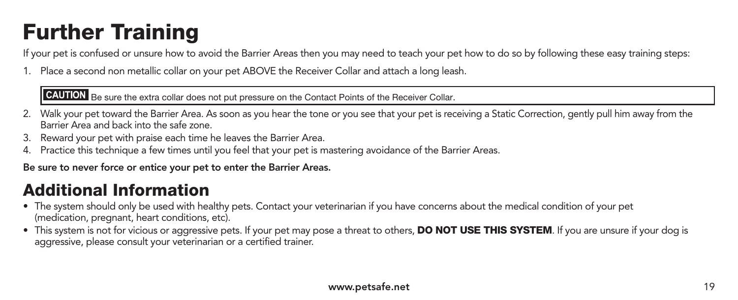# Further Training

If your pet is confused or unsure how to avoid the Barrier Areas then you may need to teach your pet how to do so by following these easy training steps:

1. Place a second non metallic collar on your pet ABOVE the Receiver Collar and attach a long leash.

> **CAUTION** Be sure the extra collar does not put pressure on the Contact Points of the Receiver Collar.

2. Walk your pet toward the Barrier Area. As soon as you hear the tone or you see that your pet is receiving a Static Correction, gently pull him away from the Barrier Area and back into the safe zone.
3. Reward your pet with praise each time he leaves the Barrier Area.
4. Practice this technique a few times until you feel that your pet is mastering avoidance of the Barrier Areas.

**Be sure to never force or entice your pet to enter the Barrier Areas.**

# Additional Information

- The system should only be used with healthy pets. Contact your veterinarian if you have concerns about the medical condition of your pet (medication, pregnant, heart conditions, etc).
- This system is not for vicious or aggressive pets. If your pet may pose a threat to others, **DO NOT USE THIS SYSTEM**. If you are unsure if your dog is aggressive, please consult your veterinarian or a certified trainer.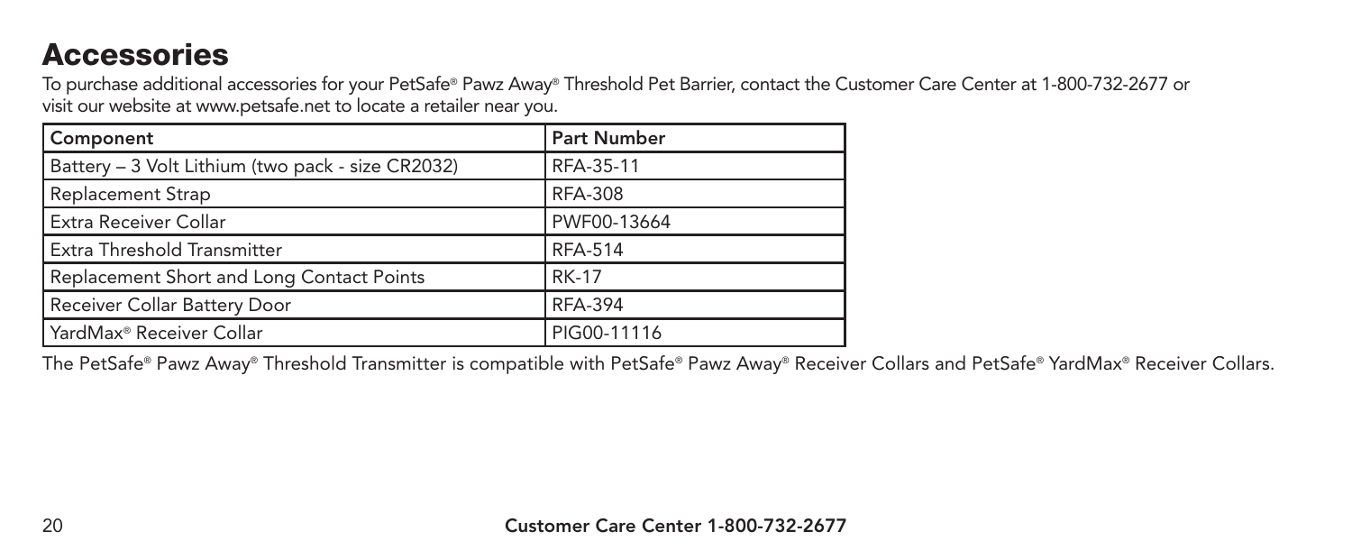## Accessories

To purchase additional accessories for your PetSafe® Pawz Away® Threshold Pet Barrier, contact the Customer Care Center at 1-800-732-2677 or visit our website at www.petsafe.net to locate a retailer near you.

| Component | Part Number |
|---|---|
| Battery – 3 Volt Lithium (two pack - size CR2032) | RFA-35-11 |
| Replacement Strap | RFA-308 |
| Extra Receiver Collar | PWF00-13664 |
| Extra Threshold Transmitter | RFA-514 |
| Replacement Short and Long Contact Points | RK-17 |
| Receiver Collar Battery Door | RFA-394 |
| YardMax® Receiver Collar | PIG00-11116 |

The PetSafe® Pawz Away® Threshold Transmitter is compatible with PetSafe® Pawz Away® Receiver Collars and PetSafe® YardMax® Receiver Collars.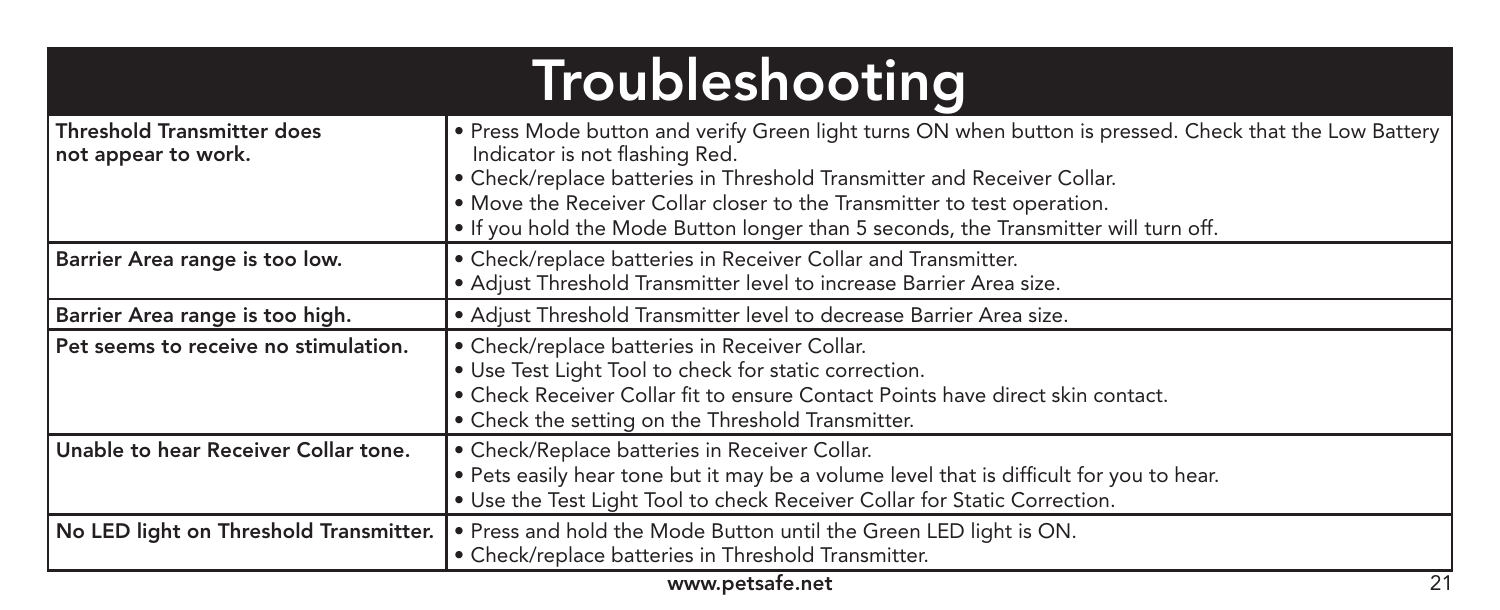# Troubleshooting

| | |
|---|---|
| **Threshold Transmitter does not appear to work.** | • Press Mode button and verify Green light turns ON when button is pressed. Check that the Low Battery Indicator is not flashing Red.<br>• Check/replace batteries in Threshold Transmitter and Receiver Collar.<br>• Move the Receiver Collar closer to the Transmitter to test operation.<br>• If you hold the Mode Button longer than 5 seconds, the Transmitter will turn off. |
| **Barrier Area range is too low.** | • Check/replace batteries in Receiver Collar and Transmitter.<br>• Adjust Threshold Transmitter level to increase Barrier Area size. |
| **Barrier Area range is too high.** | • Adjust Threshold Transmitter level to decrease Barrier Area size. |
| **Pet seems to receive no stimulation.** | • Check/replace batteries in Receiver Collar.<br>• Use Test Light Tool to check for static correction.<br>• Check Receiver Collar fit to ensure Contact Points have direct skin contact.<br>• Check the setting on the Threshold Transmitter. |
| **Unable to hear Receiver Collar tone.** | • Check/Replace batteries in Receiver Collar.<br>• Pets easily hear tone but it may be a volume level that is difficult for you to hear.<br>• Use the Test Light Tool to check Receiver Collar for Static Correction. |
| **No LED light on Threshold Transmitter.** | • Press and hold the Mode Button until the Green LED light is ON.<br>• Check/replace batteries in Threshold Transmitter. |

www.petsafe.net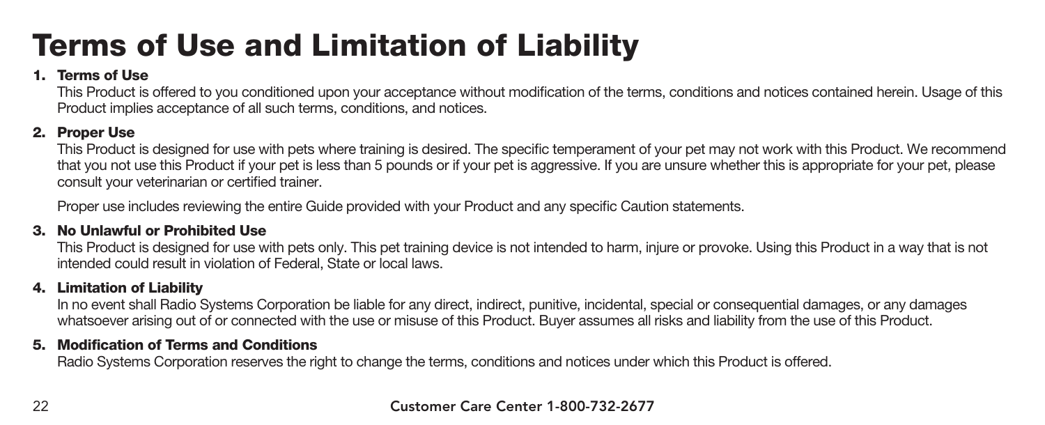# Terms of Use and Limitation of Liability

1. **Terms of Use**
   This Product is offered to you conditioned upon your acceptance without modification of the terms, conditions and notices contained herein. Usage of this Product implies acceptance of all such terms, conditions, and notices.

2. **Proper Use**
   This Product is designed for use with pets where training is desired. The specific temperament of your pet may not work with this Product. We recommend that you not use this Product if your pet is less than 5 pounds or if your pet is aggressive. If you are unsure whether this is appropriate for your pet, please consult your veterinarian or certified trainer.

   Proper use includes reviewing the entire Guide provided with your Product and any specific Caution statements.

3. **No Unlawful or Prohibited Use**
   This Product is designed for use with pets only. This pet training device is not intended to harm, injure or provoke. Using this Product in a way that is not intended could result in violation of Federal, State or local laws.

4. **Limitation of Liability**
   In no event shall Radio Systems Corporation be liable for any direct, indirect, punitive, incidental, special or consequential damages, or any damages whatsoever arising out of or connected with the use or misuse of this Product. Buyer assumes all risks and liability from the use of this Product.

5. **Modification of Terms and Conditions**
   Radio Systems Corporation reserves the right to change the terms, conditions and notices under which this Product is offered.

Customer Care Center 1-800-732-2677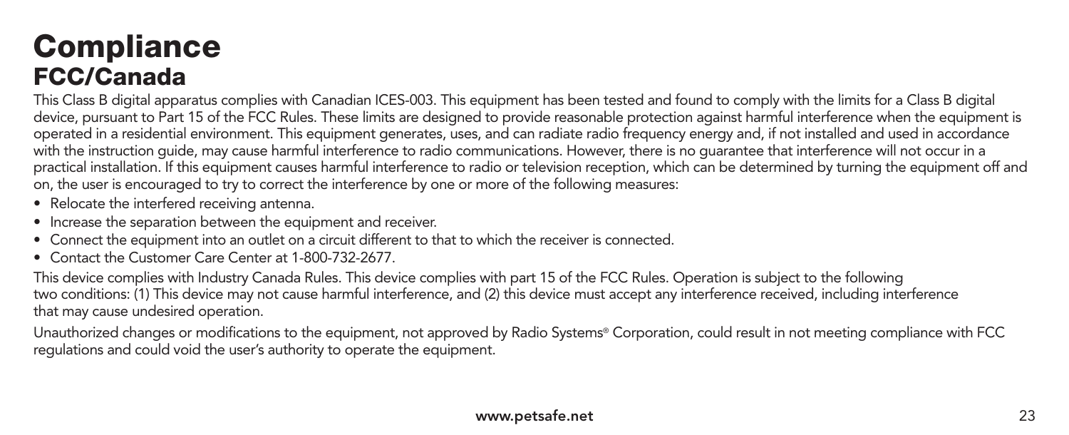# Compliance

## FCC/Canada

This Class B digital apparatus complies with Canadian ICES-003. This equipment has been tested and found to comply with the limits for a Class B digital device, pursuant to Part 15 of the FCC Rules. These limits are designed to provide reasonable protection against harmful interference when the equipment is operated in a residential environment. This equipment generates, uses, and can radiate radio frequency energy and, if not installed and used in accordance with the instruction guide, may cause harmful interference to radio communications. However, there is no guarantee that interference will not occur in a practical installation. If this equipment causes harmful interference to radio or television reception, which can be determined by turning the equipment off and on, the user is encouraged to try to correct the interference by one or more of the following measures:

- Relocate the interfered receiving antenna.
- Increase the separation between the equipment and receiver.
- Connect the equipment into an outlet on a circuit different to that to which the receiver is connected.
- Contact the Customer Care Center at 1-800-732-2677.

This device complies with Industry Canada Rules. This device complies with part 15 of the FCC Rules. Operation is subject to the following two conditions: (1) This device may not cause harmful interference, and (2) this device must accept any interference received, including interference that may cause undesired operation.

Unauthorized changes or modifications to the equipment, not approved by Radio Systems® Corporation, could result in not meeting compliance with FCC regulations and could void the user's authority to operate the equipment.

www.petsafe.net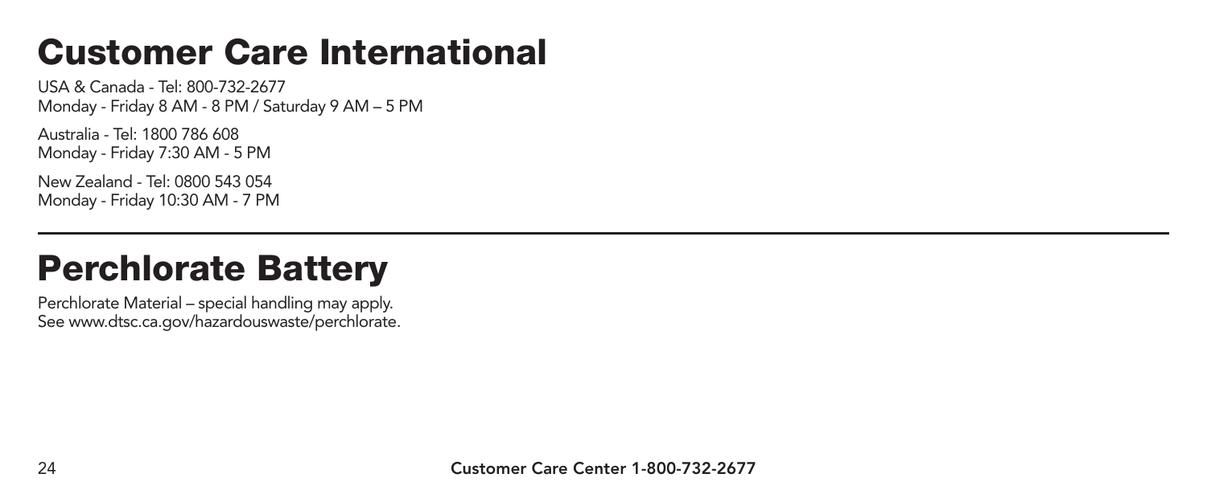# Customer Care International

USA & Canada - Tel: 800-732-2677
Monday - Friday 8 AM - 8 PM / Saturday 9 AM – 5 PM

Australia - Tel: 1800 786 608
Monday - Friday 7:30 AM - 5 PM

New Zealand - Tel: 0800 543 054
Monday - Friday 10:30 AM - 7 PM

# Perchlorate Battery

Perchlorate Material – special handling may apply.
See www.dtsc.ca.gov/hazardouswaste/perchlorate.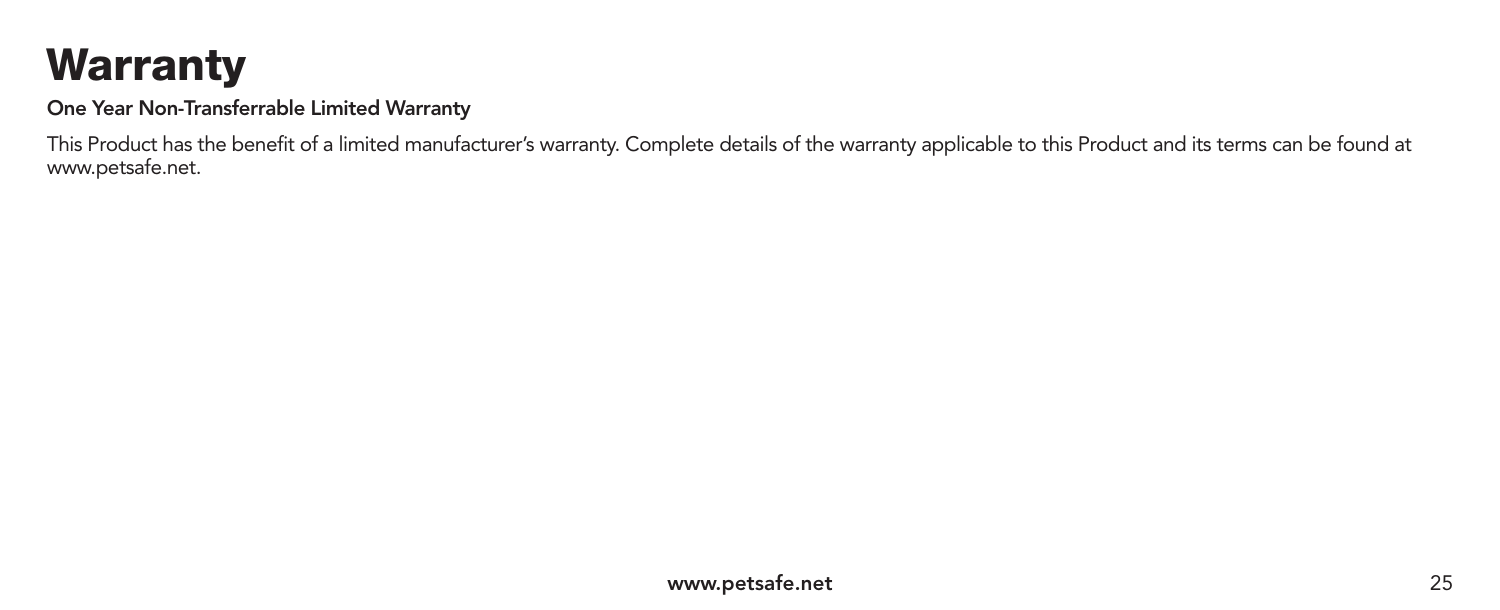# Warranty

**One Year Non-Transferrable Limited Warranty**

This Product has the benefit of a limited manufacturer's warranty. Complete details of the warranty applicable to this Product and its terms can be found at www.petsafe.net.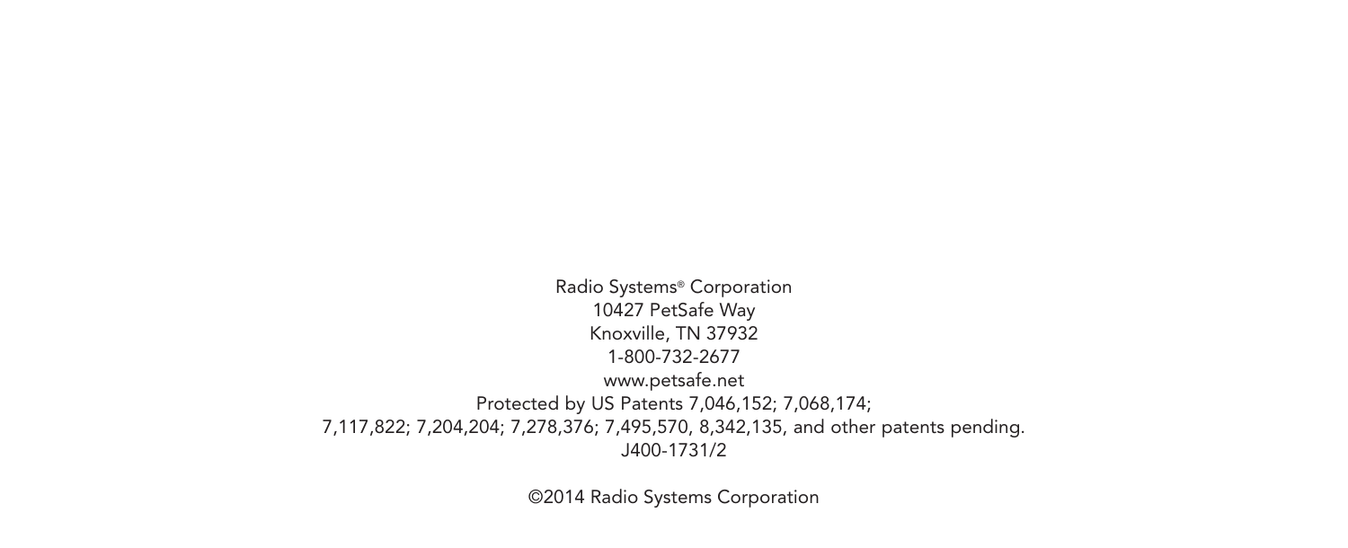Radio Systems® Corporation
10427 PetSafe Way
Knoxville, TN 37932
1-800-732-2677
www.petsafe.net
Protected by US Patents 7,046,152; 7,068,174;
7,117,822; 7,204,204; 7,278,376; 7,495,570, 8,342,135, and other patents pending.
J400-1731/2

©2014 Radio Systems Corporation